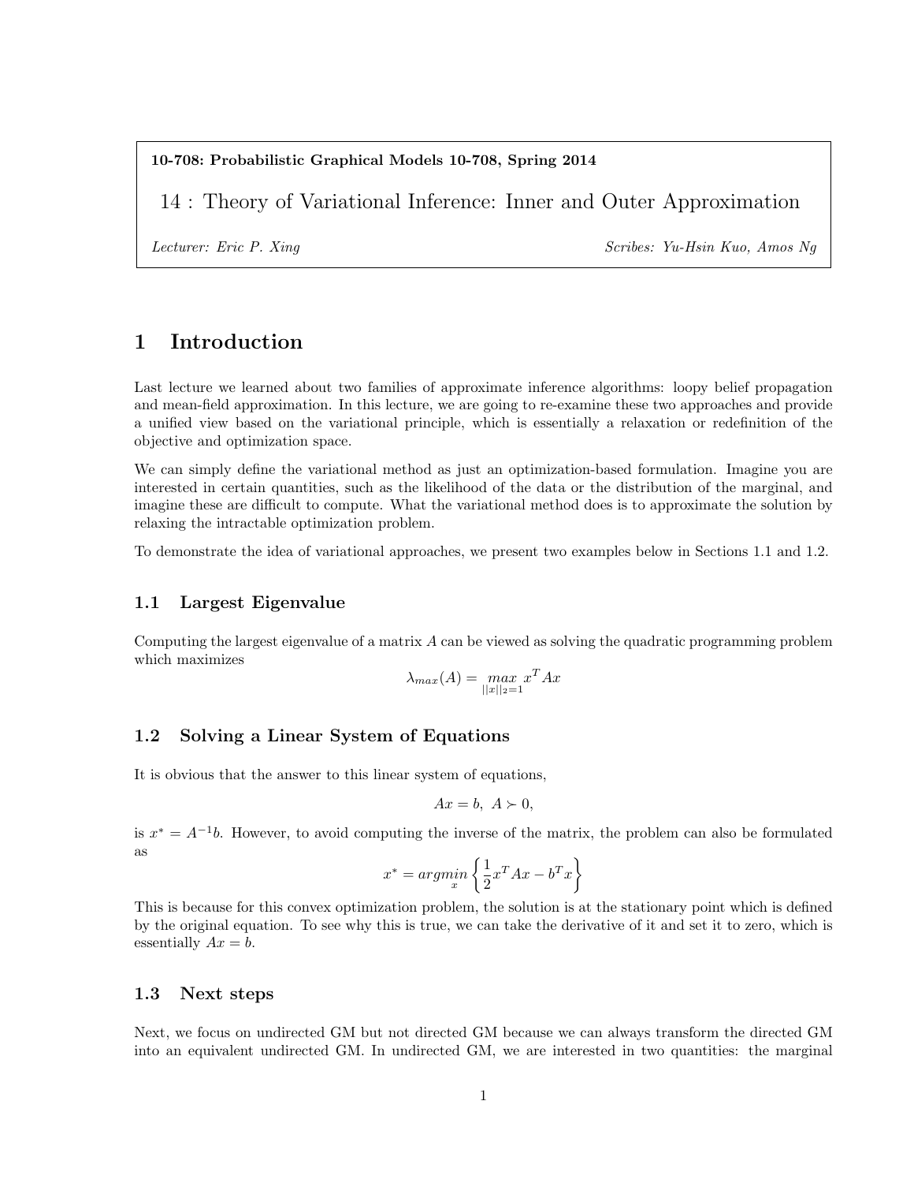**10-708: Probabilistic Graphical Models 10-708, Spring 2014**

# 14 : Theory of Variational Inference: Inner and Outer Approximation

*Lecturer: Eric P. Xing* *Scribes: Yu-Hsin Kuo, Amos Ng*

## 1 Introduction

Last lecture we learned about two families of approximate inference algorithms: loopy belief propagation and mean-field approximation. In this lecture, we are going to re-examine these two approaches and provide a unified view based on the variational principle, which is essentially a relaxation or redefinition of the objective and optimization space.

We can simply define the variational method as just an optimization-based formulation. Imagine you are interested in certain quantities, such as the likelihood of the data or the distribution of the marginal, and imagine these are difficult to compute. What the variational method does is to approximate the solution by relaxing the intractable optimization problem.

To demonstrate the idea of variational approaches, we present two examples below in Sections 1.1 and 1.2.

### 1.1 Largest Eigenvalue

Computing the largest eigenvalue of a matrix $A$ can be viewed as solving the quadratic programming problem which maximizes

$$\lambda_{max}(A) = \max_{||x||_2=1} x^T A x$$

### 1.2 Solving a Linear System of Equations

It is obvious that the answer to this linear system of equations,

$$Ax = b, \; A \succ 0,$$

is $x^* = A^{-1}b$. However, to avoid computing the inverse of the matrix, the problem can also be formulated as

$$x^* = \underset{x}{argmin} \left\{ \frac{1}{2} x^T A x - b^T x \right\}$$

This is because for this convex optimization problem, the solution is at the stationary point which is defined by the original equation. To see why this is true, we can take the derivative of it and set it to zero, which is essentially $Ax = b$.

### 1.3 Next steps

Next, we focus on undirected GM but not directed GM because we can always transform the directed GM into an equivalent undirected GM. In undirected GM, we are interested in two quantities: the marginal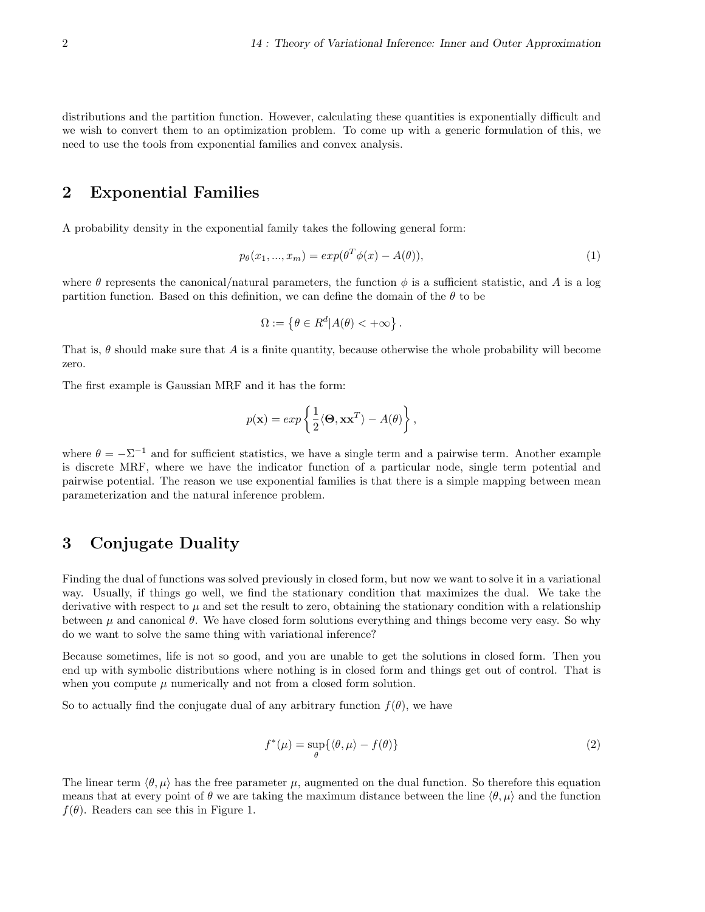distributions and the partition function. However, calculating these quantities is exponentially difficult and we wish to convert them to an optimization problem. To come up with a generic formulation of this, we need to use the tools from exponential families and convex analysis.

## 2 Exponential Families

A probability density in the exponential family takes the following general form:

$$p_\theta(x_1, ..., x_m) = exp(\theta^T \phi(x) - A(\theta)), \tag{1}$$

where $\theta$ represents the canonical/natural parameters, the function $\phi$ is a sufficient statistic, and $A$ is a log partition function. Based on this definition, we can define the domain of the $\theta$ to be

$$\Omega := \left\{ \theta \in R^d | A(\theta) < +\infty \right\}.$$

That is, $\theta$ should make sure that $A$ is a finite quantity, because otherwise the whole probability will become zero.

The first example is Gaussian MRF and it has the form:

$$p(\mathbf{x}) = exp\left\{ \frac{1}{2} \langle \mathbf{\Theta}, \mathbf{x}\mathbf{x}^T \rangle - A(\theta) \right\},$$

where $\theta = -\Sigma^{-1}$ and for sufficient statistics, we have a single term and a pairwise term. Another example is discrete MRF, where we have the indicator function of a particular node, single term potential and pairwise potential. The reason we use exponential families is that there is a simple mapping between mean parameterization and the natural inference problem.

## 3 Conjugate Duality

Finding the dual of functions was solved previously in closed form, but now we want to solve it in a variational way. Usually, if things go well, we find the stationary condition that maximizes the dual. We take the derivative with respect to $\mu$ and set the result to zero, obtaining the stationary condition with a relationship between $\mu$ and canonical $\theta$. We have closed form solutions everything and things become very easy. So why do we want to solve the same thing with variational inference?

Because sometimes, life is not so good, and you are unable to get the solutions in closed form. Then you end up with symbolic distributions where nothing is in closed form and things get out of control. That is when you compute $\mu$ numerically and not from a closed form solution.

So to actually find the conjugate dual of any arbitrary function $f(\theta)$, we have

$$f^*(\mu) = \sup_\theta \{ \langle \theta, \mu \rangle - f(\theta) \} \tag{2}$$

The linear term $\langle \theta, \mu \rangle$ has the free parameter $\mu$, augmented on the dual function. So therefore this equation means that at every point of $\theta$ we are taking the maximum distance between the line $\langle \theta, \mu \rangle$ and the function $f(\theta)$. Readers can see this in Figure 1.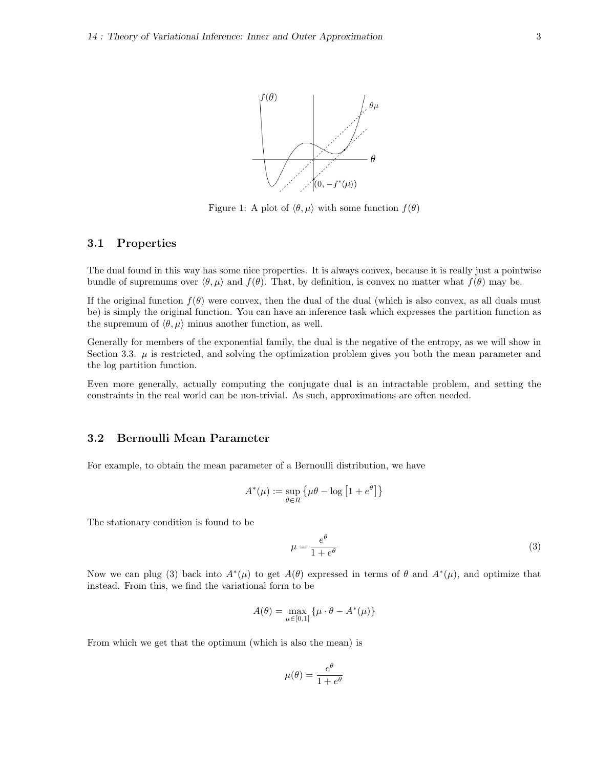Figure 1: A plot of $\langle \theta, \mu \rangle$ with some function $f(\theta)$

### 3.1 Properties

The dual found in this way has some nice properties. It is always convex, because it is really just a pointwise bundle of supremums over $\langle \theta, \mu \rangle$ and $f(\theta)$. That, by definition, is convex no matter what $f(\theta)$ may be.

If the original function $f(\theta)$ were convex, then the dual of the dual (which is also convex, as all duals must be) is simply the original function. You can have an inference task which expresses the partition function as the supremum of $\langle \theta, \mu \rangle$ minus another function, as well.

Generally for members of the exponential family, the dual is the negative of the entropy, as we will show in Section 3.3. $\mu$ is restricted, and solving the optimization problem gives you both the mean parameter and the log partition function.

Even more generally, actually computing the conjugate dual is an intractable problem, and setting the constraints in the real world can be non-trivial. As such, approximations are often needed.

### 3.2 Bernoulli Mean Parameter

For example, to obtain the mean parameter of a Bernoulli distribution, we have

$$A^*(\mu) := \sup_{\theta \in R} \left\{ \mu\theta - \log \left[ 1 + e^{\theta} \right] \right\}$$

The stationary condition is found to be

$$\mu = \frac{e^{\theta}}{1 + e^{\theta}} \tag{3}$$

Now we can plug (3) back into $A^*(\mu)$ to get $A(\theta)$ expressed in terms of $\theta$ and $A^*(\mu)$, and optimize that instead. From this, we find the variational form to be

$$A(\theta) = \max_{\mu \in [0,1]} \{ \mu \cdot \theta - A^*(\mu) \}$$

From which we get that the optimum (which is also the mean) is

$$\mu(\theta) = \frac{e^{\theta}}{1 + e^{\theta}}$$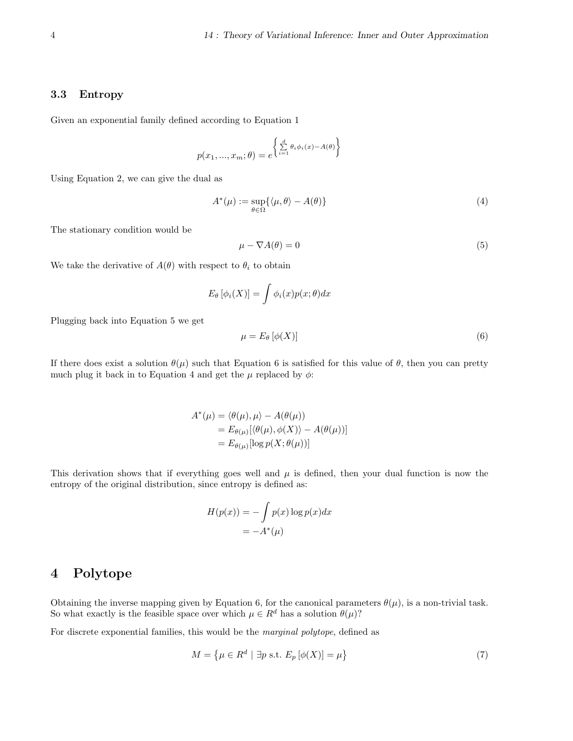### 3.3 Entropy

Given an exponential family defined according to Equation 1

$$p(x_1, ..., x_m; \theta) = e^{\left\{\sum_{i=1}^{d} \theta_i \phi_i(x) - A(\theta)\right\}}$$

Using Equation 2, we can give the dual as

$$A^*(\mu) := \sup_{\theta \in \Omega} \{\langle \mu, \theta \rangle - A(\theta)\} \tag{4}$$

The stationary condition would be

$$\mu - \nabla A(\theta) = 0 \tag{5}$$

We take the derivative of $A(\theta)$ with respect to $\theta_i$ to obtain

$$E_\theta \left[\phi_i(X)\right] = \int \phi_i(x) p(x; \theta) dx$$

Plugging back into Equation 5 we get

$$\mu = E_\theta \left[\phi(X)\right] \tag{6}$$

If there does exist a solution $\theta(\mu)$ such that Equation 6 is satisfied for this value of $\theta$, then you can pretty much plug it back in to Equation 4 and get the $\mu$ replaced by $\phi$:

$$\begin{aligned}
A^*(\mu) &= \langle \theta(\mu), \mu \rangle - A(\theta(\mu)) \\
&= E_{\theta(\mu)}[\langle \theta(\mu), \phi(X) \rangle - A(\theta(\mu))] \\
&= E_{\theta(\mu)}[\log p(X; \theta(\mu))]
\end{aligned}$$

This derivation shows that if everything goes well and $\mu$ is defined, then your dual function is now the entropy of the original distribution, since entropy is defined as:

$$\begin{aligned}
H(p(x)) &= -\int p(x) \log p(x) dx \\
&= -A^*(\mu)
\end{aligned}$$

# 4 Polytope

Obtaining the inverse mapping given by Equation 6, for the canonical parameters $\theta(\mu)$, is a non-trivial task. So what exactly is the feasible space over which $\mu \in R^d$ has a solution $\theta(\mu)$?

For discrete exponential families, this would be the *marginal polytope*, defined as

$$M = \left\{\mu \in R^d \mid \exists p \text{ s.t. } E_p \left[\phi(X)\right] = \mu\right\} \tag{7}$$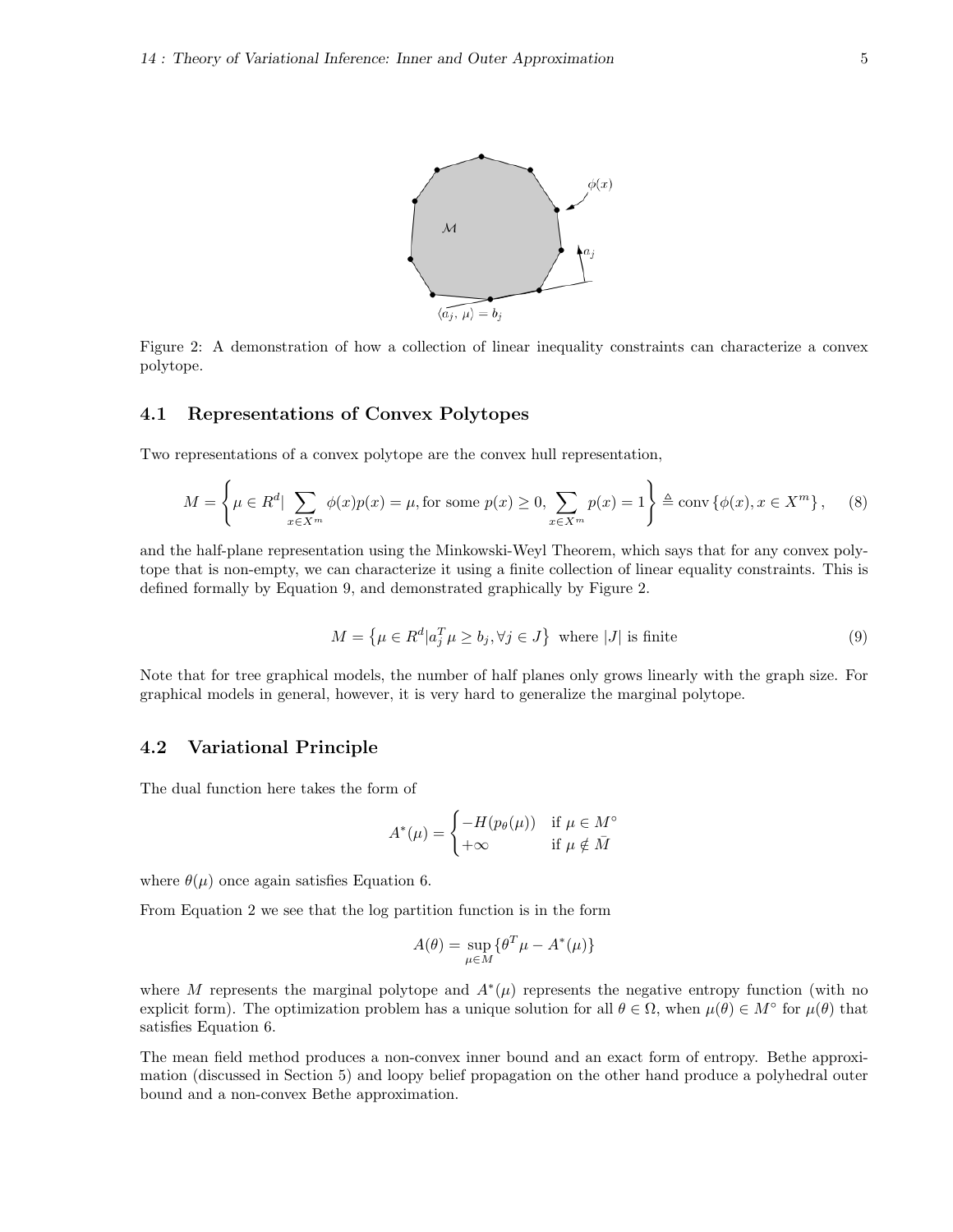Figure 2: A demonstration of how a collection of linear inequality constraints can characterize a convex polytope.

### 4.1 Representations of Convex Polytopes

Two representations of a convex polytope are the convex hull representation,

$$M = \left\{ \mu \in R^d | \sum_{x \in X^m} \phi(x)p(x) = \mu, \text{for some } p(x) \geq 0, \sum_{x \in X^m} p(x) = 1 \right\} \triangleq \text{conv}\left\{ \phi(x), x \in X^m \right\}, \quad (8)$$

and the half-plane representation using the Minkowski-Weyl Theorem, which says that for any convex polytope that is non-empty, we can characterize it using a finite collection of linear equality constraints. This is defined formally by Equation 9, and demonstrated graphically by Figure 2.

$$M = \left\{ \mu \in R^d | a_j^T \mu \geq b_j, \forall j \in J \right\} \text{ where } |J| \text{ is finite} \quad (9)$$

Note that for tree graphical models, the number of half planes only grows linearly with the graph size. For graphical models in general, however, it is very hard to generalize the marginal polytope.

### 4.2 Variational Principle

The dual function here takes the form of

$$A^*(\mu) = \begin{cases} -H(p_\theta(\mu)) & \text{if } \mu \in M^\circ \\ +\infty & \text{if } \mu \notin \bar{M} \end{cases}$$

where $\theta(\mu)$ once again satisfies Equation 6.

From Equation 2 we see that the log partition function is in the form

$$A(\theta) = \sup_{\mu \in M} \{\theta^T \mu - A^*(\mu)\}$$

where $M$ represents the marginal polytope and $A^*(\mu)$ represents the negative entropy function (with no explicit form). The optimization problem has a unique solution for all $\theta \in \Omega$, when $\mu(\theta) \in M^\circ$ for $\mu(\theta)$ that satisfies Equation 6.

The mean field method produces a non-convex inner bound and an exact form of entropy. Bethe approximation (discussed in Section 5) and loopy belief propagation on the other hand produce a polyhedral outer bound and a non-convex Bethe approximation.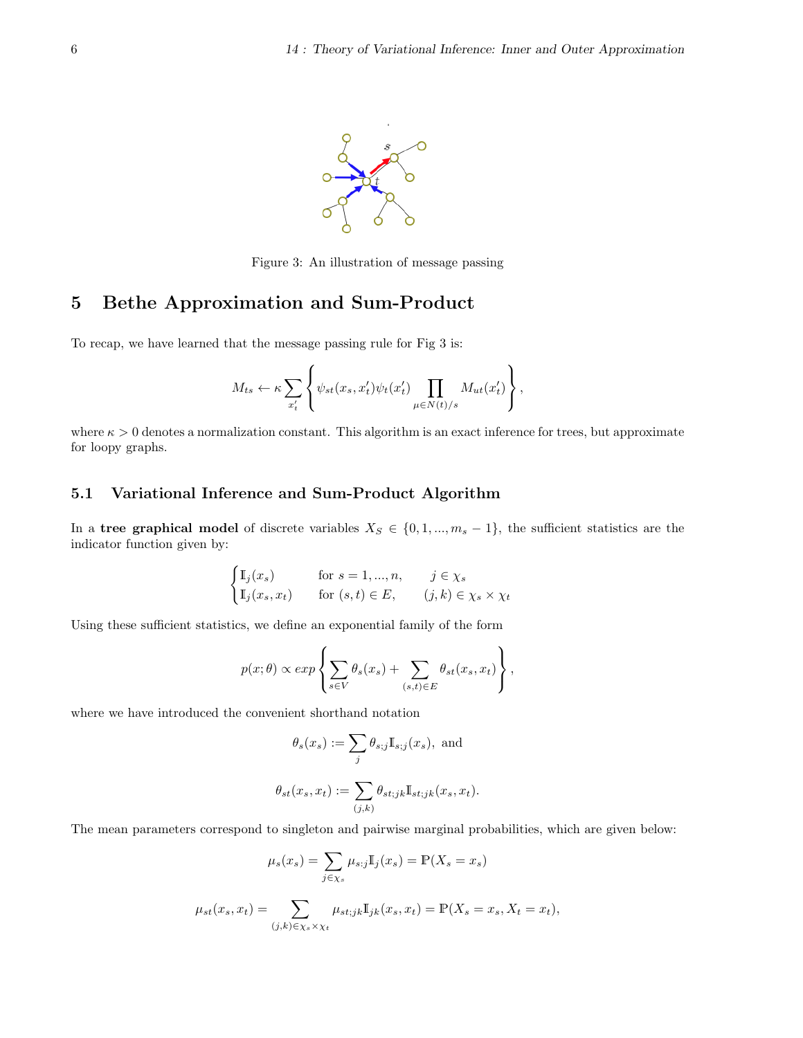Figure 3: An illustration of message passing

# 5 Bethe Approximation and Sum-Product

To recap, we have learned that the message passing rule for Fig 3 is:

$$M_{ts} \leftarrow \kappa \sum_{x'_t} \left\{ \psi_{st}(x_s, x'_t)\psi_t(x'_t) \prod_{\mu \in N(t)/s} M_{ut}(x'_t) \right\},$$

where $\kappa > 0$ denotes a normalization constant. This algorithm is an exact inference for trees, but approximate for loopy graphs.

## 5.1 Variational Inference and Sum-Product Algorithm

In a **tree graphical model** of discrete variables $X_S \in \{0, 1, ..., m_s - 1\}$, the sufficient statistics are the indicator function given by:

$$\begin{cases} \mathbb{I}_j(x_s) & \text{for } s = 1, ..., n, \qquad j \in \chi_s \\ \mathbb{I}_j(x_s, x_t) & \text{for } (s,t) \in E, \qquad (j,k) \in \chi_s \times \chi_t \end{cases}$$

Using these sufficient statistics, we define an exponential family of the form

$$p(x;\theta) \propto exp\left\{ \sum_{s \in V} \theta_s(x_s) + \sum_{(s,t) \in E} \theta_{st}(x_s, x_t) \right\},$$

where we have introduced the convenient shorthand notation

$$\theta_s(x_s) := \sum_j \theta_{s;j} \mathbb{I}_{s;j}(x_s), \text{ and}$$

$$\theta_{st}(x_s, x_t) := \sum_{(j,k)} \theta_{st;jk} \mathbb{I}_{st;jk}(x_s, x_t).$$

The mean parameters correspond to singleton and pairwise marginal probabilities, which are given below:

$$\mu_s(x_s) = \sum_{j \in \chi_s} \mu_{s:j} \mathbb{I}_j(x_s) = \mathbb{P}(X_s = x_s)$$

$$\mu_{st}(x_s, x_t) = \sum_{(j,k) \in \chi_s \times \chi_t} \mu_{st;jk} \mathbb{I}_{jk}(x_s, x_t) = \mathbb{P}(X_s = x_s, X_t = x_t),$$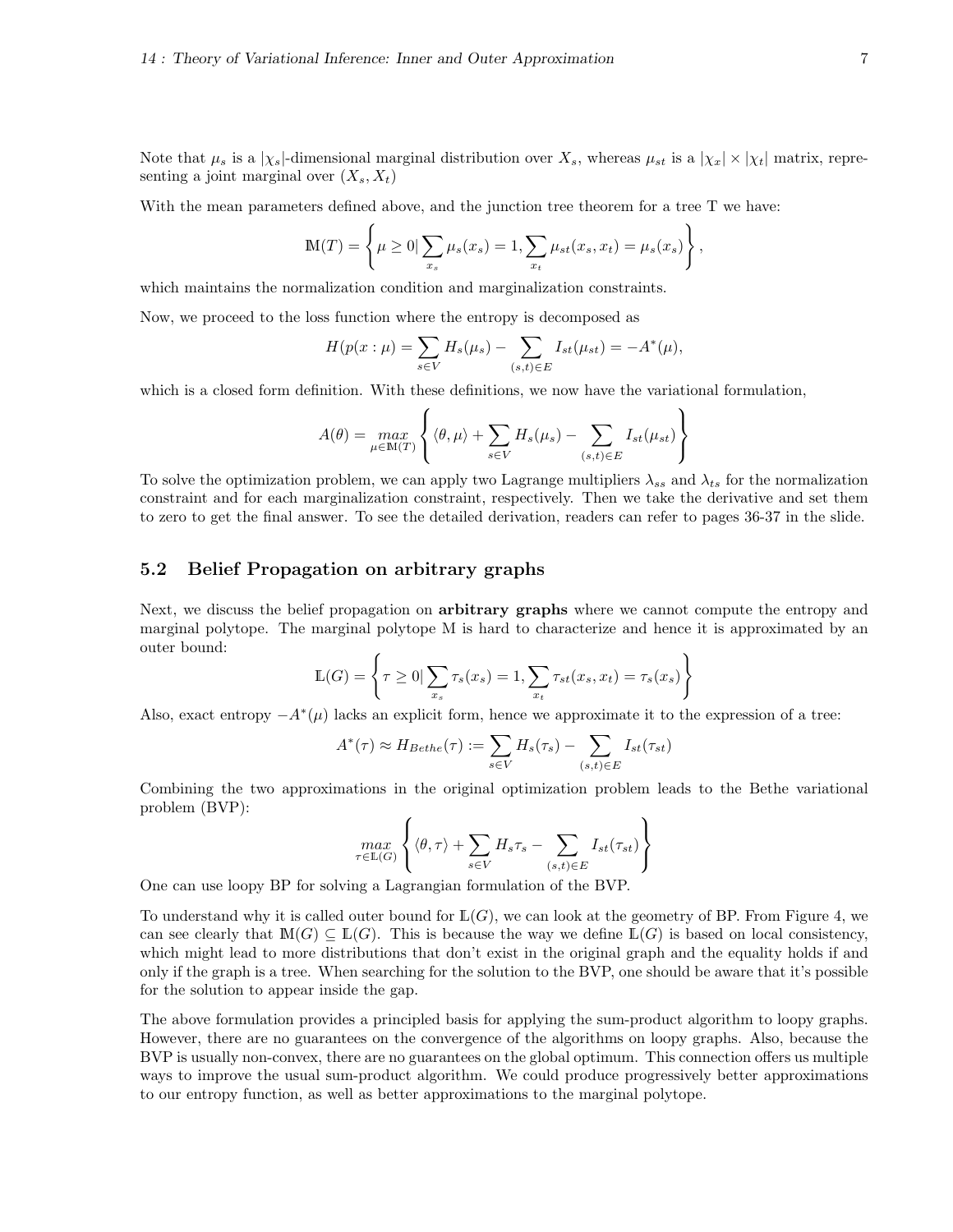Note that $\mu_s$ is a $|\chi_s|$-dimensional marginal distribution over $X_s$, whereas $\mu_{st}$ is a $|\chi_x| \times |\chi_t|$ matrix, representing a joint marginal over $(X_s, X_t)$

With the mean parameters defined above, and the junction tree theorem for a tree T we have:

$$\mathbb{M}(T) = \left\{ \mu \geq 0 | \sum_{x_s} \mu_s(x_s) = 1, \sum_{x_t} \mu_{st}(x_s, x_t) = \mu_s(x_s) \right\},$$

which maintains the normalization condition and marginalization constraints.

Now, we proceed to the loss function where the entropy is decomposed as

$$H(p(x : \mu) = \sum_{s \in V} H_s(\mu_s) - \sum_{(s,t) \in E} I_{st}(\mu_{st}) = -A^*(\mu),$$

which is a closed form definition. With these definitions, we now have the variational formulation,

$$A(\theta) = \max_{\mu \in \mathbb{M}(T)} \left\{ \langle \theta, \mu \rangle + \sum_{s \in V} H_s(\mu_s) - \sum_{(s,t) \in E} I_{st}(\mu_{st}) \right\}$$

To solve the optimization problem, we can apply two Lagrange multipliers $\lambda_{ss}$ and $\lambda_{ts}$ for the normalization constraint and for each marginalization constraint, respectively. Then we take the derivative and set them to zero to get the final answer. To see the detailed derivation, readers can refer to pages 36-37 in the slide.

## 5.2 Belief Propagation on arbitrary graphs

Next, we discuss the belief propagation on **arbitrary graphs** where we cannot compute the entropy and marginal polytope. The marginal polytope M is hard to characterize and hence it is approximated by an outer bound:

$$\mathbb{L}(G) = \left\{ \tau \geq 0 | \sum_{x_s} \tau_s(x_s) = 1, \sum_{x_t} \tau_{st}(x_s, x_t) = \tau_s(x_s) \right\}$$

Also, exact entropy $-A^*(\mu)$ lacks an explicit form, hence we approximate it to the expression of a tree:

$$A^*(\tau) \approx H_{Bethe}(\tau) := \sum_{s \in V} H_s(\tau_s) - \sum_{(s,t) \in E} I_{st}(\tau_{st})$$

Combining the two approximations in the original optimization problem leads to the Bethe variational problem (BVP):

$$\max_{\tau \in \mathbb{L}(G)} \left\{ \langle \theta, \tau \rangle + \sum_{s \in V} H_s \tau_s - \sum_{(s,t) \in E} I_{st}(\tau_{st}) \right\}$$

One can use loopy BP for solving a Lagrangian formulation of the BVP.

To understand why it is called outer bound for $\mathbb{L}(G)$, we can look at the geometry of BP. From Figure 4, we can see clearly that $\mathbb{M}(G) \subseteq \mathbb{L}(G)$. This is because the way we define $\mathbb{L}(G)$ is based on local consistency, which might lead to more distributions that don't exist in the original graph and the equality holds if and only if the graph is a tree. When searching for the solution to the BVP, one should be aware that it's possible for the solution to appear inside the gap.

The above formulation provides a principled basis for applying the sum-product algorithm to loopy graphs. However, there are no guarantees on the convergence of the algorithms on loopy graphs. Also, because the BVP is usually non-convex, there are no guarantees on the global optimum. This connection offers us multiple ways to improve the usual sum-product algorithm. We could produce progressively better approximations to our entropy function, as well as better approximations to the marginal polytope.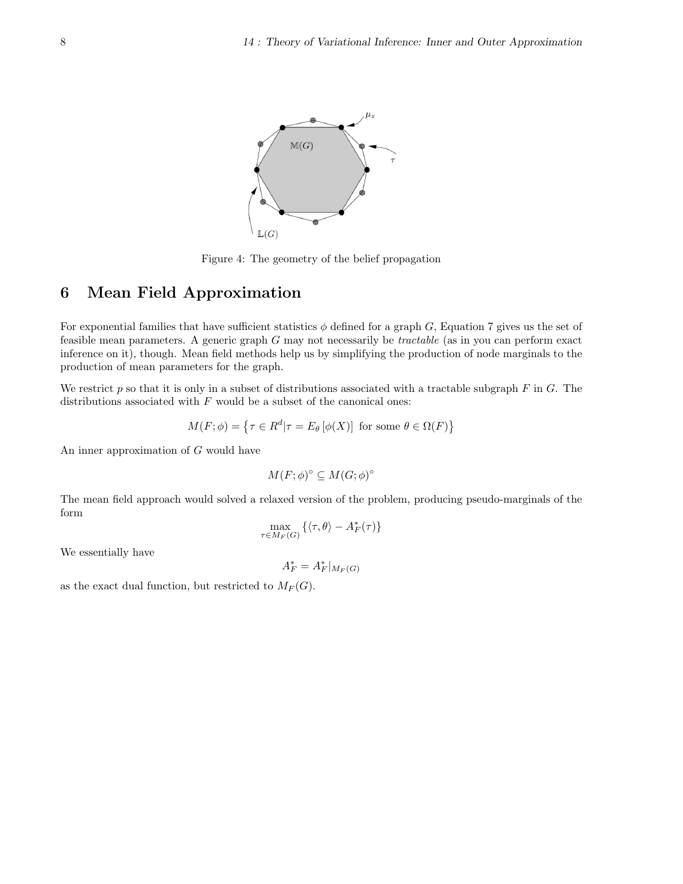$\mathbb{M}(G)$

$\mu_x$

$\tau$

$\mathbb{L}(G)$

Figure 4: The geometry of the belief propagation

# 6 Mean Field Approximation

For exponential families that have sufficient statistics $\phi$ defined for a graph $G$, Equation 7 gives us the set of feasible mean parameters. A generic graph $G$ may not necessarily be *tractable* (as in you can perform exact inference on it), though. Mean field methods help us by simplifying the production of node marginals to the production of mean parameters for the graph.

We restrict $p$ so that it is only in a subset of distributions associated with a tractable subgraph $F$ in $G$. The distributions associated with $F$ would be a subset of the canonical ones:

$$M(F;\phi) = \left\{\tau \in R^d | \tau = E_\theta \left[\phi(X)\right] \text{ for some } \theta \in \Omega(F)\right\}$$

An inner approximation of $G$ would have

$$M(F;\phi)^\circ \subseteq M(G;\phi)^\circ$$

The mean field approach would solved a relaxed version of the problem, producing pseudo-marginals of the form

$$\max_{\tau \in M_F(G)} \{\langle \tau, \theta \rangle - A_F^*(\tau)\}$$

We essentially have

$$A_F^* = A_F^*|_{M_F(G)}$$

as the exact dual function, but restricted to $M_F(G)$.